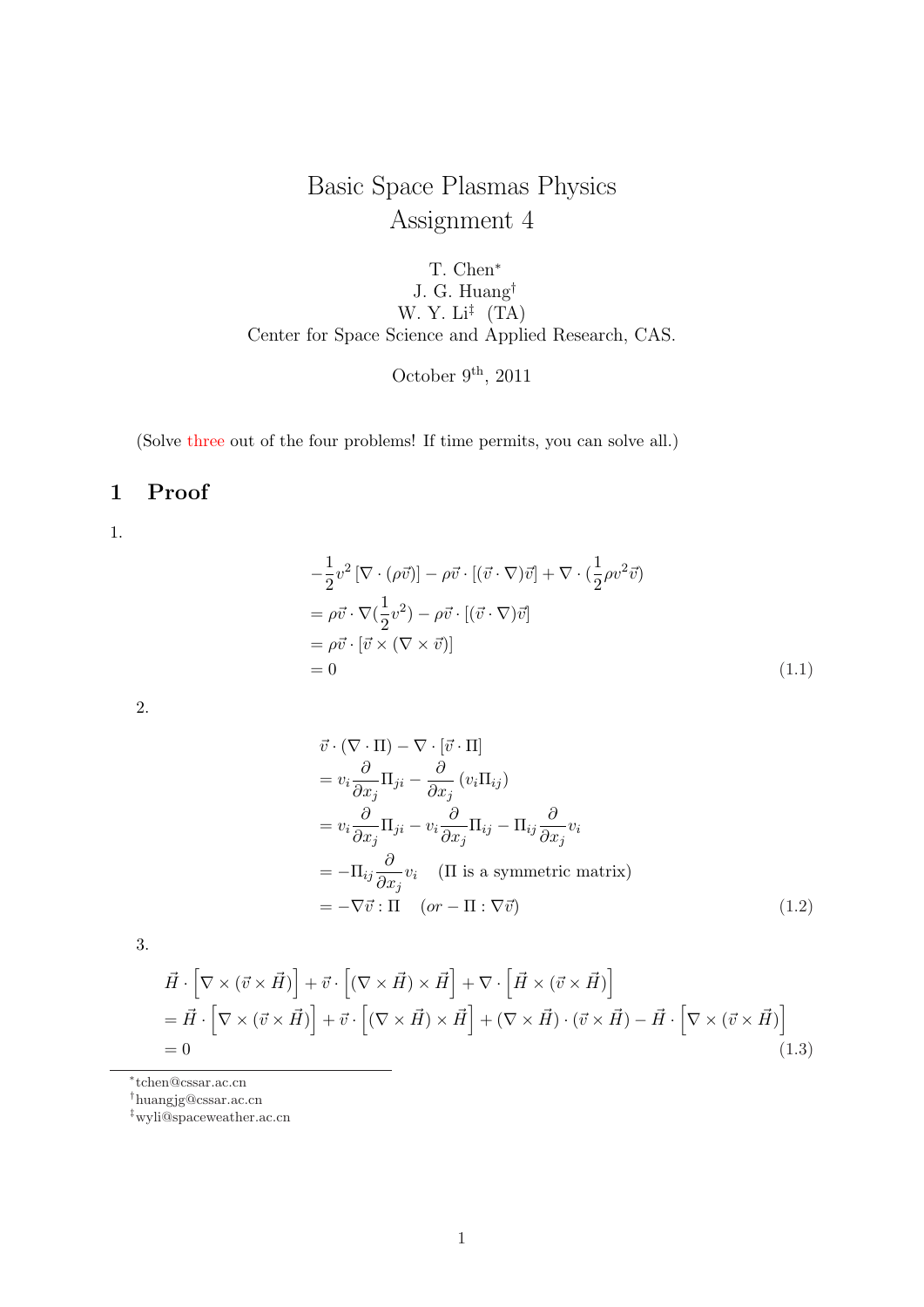# Basic Space Plasmas Physics
# Assignment 4

T. Chen[*]
J. G. Huang[†]
W. Y. Li[‡] (TA)
Center for Space Science and Applied Research, CAS.

October 9th, 2011

(Solve three out of the four problems! If time permits, you can solve all.)

## 1 Proof

1.

$$
\begin{aligned}
&-\frac{1}{2}v^2\left[\nabla\cdot(\rho\vec{v})\right]-\rho\vec{v}\cdot[(\vec{v}\cdot\nabla)\vec{v}]+\nabla\cdot(\frac{1}{2}\rho v^2\vec{v})\\
&=\rho\vec{v}\cdot\nabla(\frac{1}{2}v^2)-\rho\vec{v}\cdot[(\vec{v}\cdot\nabla)\vec{v}]\\
&=\rho\vec{v}\cdot[\vec{v}\times(\nabla\times\vec{v})]\\
&=0
\end{aligned}
\tag{1.1}
$$

2.

$$
\begin{aligned}
&\vec{v}\cdot(\nabla\cdot\Pi)-\nabla\cdot[\vec{v}\cdot\Pi]\\
&=v_i\frac{\partial}{\partial x_j}\Pi_{ji}-\frac{\partial}{\partial x_j}\left(v_i\Pi_{ij}\right)\\
&=v_i\frac{\partial}{\partial x_j}\Pi_{ji}-v_i\frac{\partial}{\partial x_j}\Pi_{ij}-\Pi_{ij}\frac{\partial}{\partial x_j}v_i\\
&=-\Pi_{ij}\frac{\partial}{\partial x_j}v_i\quad(\Pi\text{ is a symmetric matrix})\\
&=-\nabla\vec{v}:\Pi\quad(or-\Pi:\nabla\vec{v})
\end{aligned}
\tag{1.2}
$$

3.

$$
\begin{aligned}
&\vec{H}\cdot\left[\nabla\times(\vec{v}\times\vec{H})\right]+\vec{v}\cdot\left[(\nabla\times\vec{H})\times\vec{H}\right]+\nabla\cdot\left[\vec{H}\times(\vec{v}\times\vec{H})\right]\\
&=\vec{H}\cdot\left[\nabla\times(\vec{v}\times\vec{H})\right]+\vec{v}\cdot\left[(\nabla\times\vec{H})\times\vec{H}\right]+(\nabla\times\vec{H})\cdot(\vec{v}\times\vec{H})-\vec{H}\cdot\left[\nabla\times(\vec{v}\times\vec{H})\right]\\
&=0
\end{aligned}
\tag{1.3}
$$

---

[*] tchen@cssar.ac.cn
[†] huangjg@cssar.ac.cn
[‡] wyli@spaceweather.ac.cn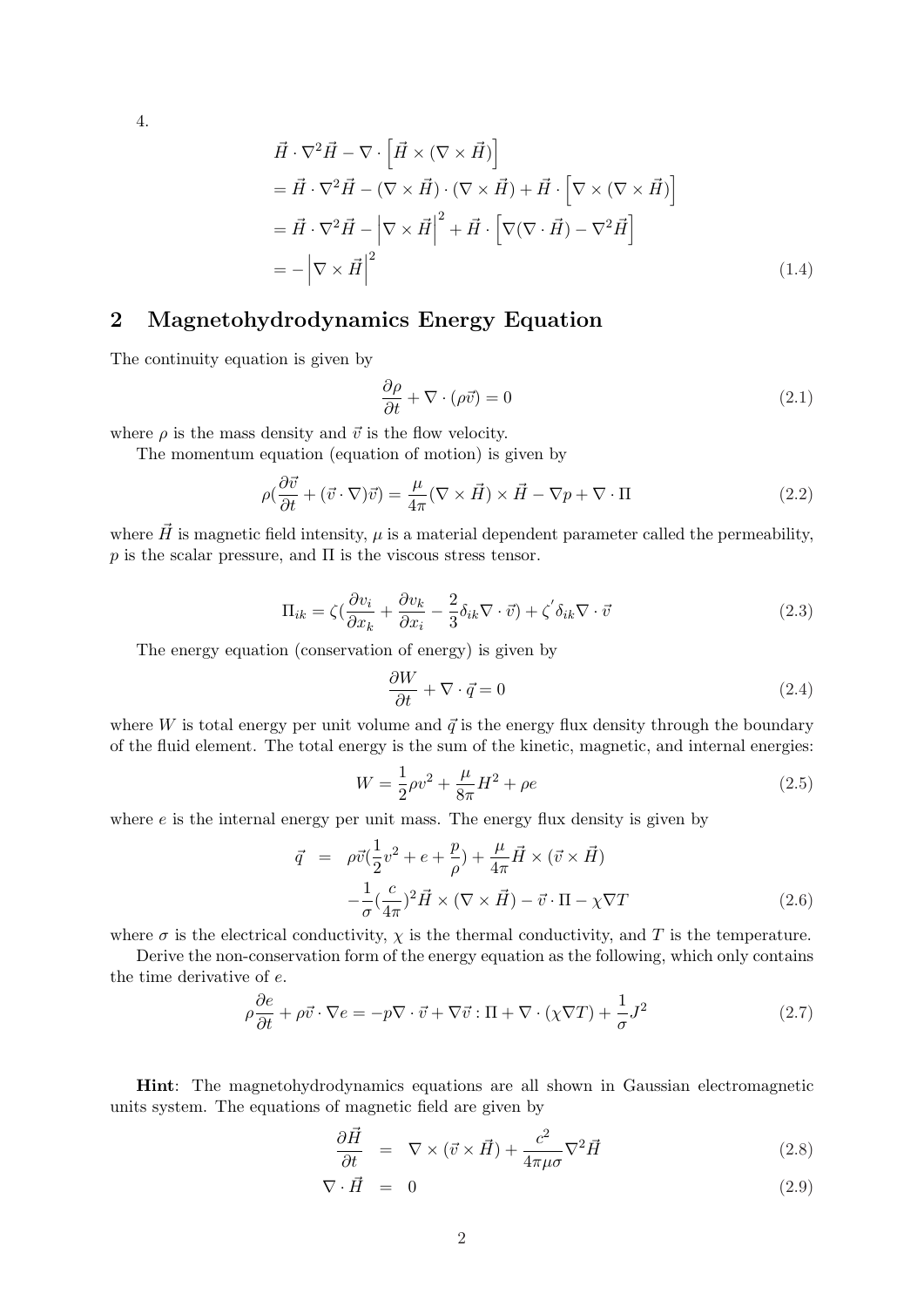4.

$$
\begin{aligned}
&\vec{H} \cdot \nabla^2 \vec{H} - \nabla \cdot \left[\vec{H} \times (\nabla \times \vec{H})\right] \\
&= \vec{H} \cdot \nabla^2 \vec{H} - (\nabla \times \vec{H}) \cdot (\nabla \times \vec{H}) + \vec{H} \cdot \left[\nabla \times (\nabla \times \vec{H})\right] \\
&= \vec{H} \cdot \nabla^2 \vec{H} - \left|\nabla \times \vec{H}\right|^2 + \vec{H} \cdot \left[\nabla(\nabla \cdot \vec{H}) - \nabla^2 \vec{H}\right] \\
&= -\left|\nabla \times \vec{H}\right|^2
\end{aligned}
\tag{1.4}
$$

## 2 Magnetohydrodynamics Energy Equation

The continuity equation is given by

$$
\frac{\partial \rho}{\partial t} + \nabla \cdot (\rho \vec{v}) = 0 \tag{2.1}
$$

where $\rho$ is the mass density and $\vec{v}$ is the flow velocity.

The momentum equation (equation of motion) is given by

$$
\rho\left(\frac{\partial \vec{v}}{\partial t} + (\vec{v} \cdot \nabla)\vec{v}\right) = \frac{\mu}{4\pi}(\nabla \times \vec{H}) \times \vec{H} - \nabla p + \nabla \cdot \Pi \tag{2.2}
$$

where $\vec{H}$ is magnetic field intensity, $\mu$ is a material dependent parameter called the permeability, $p$ is the scalar pressure, and $\Pi$ is the viscous stress tensor.

$$
\Pi_{ik} = \zeta\left(\frac{\partial v_i}{\partial x_k} + \frac{\partial v_k}{\partial x_i} - \frac{2}{3}\delta_{ik} \nabla \cdot \vec{v}\right) + \zeta' \delta_{ik} \nabla \cdot \vec{v} \tag{2.3}
$$

The energy equation (conservation of energy) is given by

$$
\frac{\partial W}{\partial t} + \nabla \cdot \vec{q} = 0 \tag{2.4}
$$

where $W$ is total energy per unit volume and $\vec{q}$ is the energy flux density through the boundary of the fluid element. The total energy is the sum of the kinetic, magnetic, and internal energies:

$$
W = \frac{1}{2}\rho v^2 + \frac{\mu}{8\pi}H^2 + \rho e \tag{2.5}
$$

where $e$ is the internal energy per unit mass. The energy flux density is given by

$$
\begin{aligned}
\vec{q} &= \rho \vec{v}\left(\frac{1}{2}v^2 + e + \frac{p}{\rho}\right) + \frac{\mu}{4\pi}\vec{H} \times (\vec{v} \times \vec{H}) \\
&\quad - \frac{1}{\sigma}\left(\frac{c}{4\pi}\right)^2 \vec{H} \times (\nabla \times \vec{H}) - \vec{v} \cdot \Pi - \chi \nabla T
\end{aligned}
\tag{2.6}
$$

where $\sigma$ is the electrical conductivity, $\chi$ is the thermal conductivity, and $T$ is the temperature.

Derive the non-conservation form of the energy equation as the following, which only contains the time derivative of $e$.

$$
\rho \frac{\partial e}{\partial t} + \rho \vec{v} \cdot \nabla e = -p \nabla \cdot \vec{v} + \nabla \vec{v} : \Pi + \nabla \cdot (\chi \nabla T) + \frac{1}{\sigma} J^2 \tag{2.7}
$$

**Hint**: The magnetohydrodynamics equations are all shown in Gaussian electromagnetic units system. The equations of magnetic field are given by

$$
\begin{aligned}
\frac{\partial \vec{H}}{\partial t} &= \nabla \times (\vec{v} \times \vec{H}) + \frac{c^2}{4\pi\mu\sigma}\nabla^2 \vec{H} && (2.8) \\
\nabla \cdot \vec{H} &= 0 && (2.9)
\end{aligned}
$$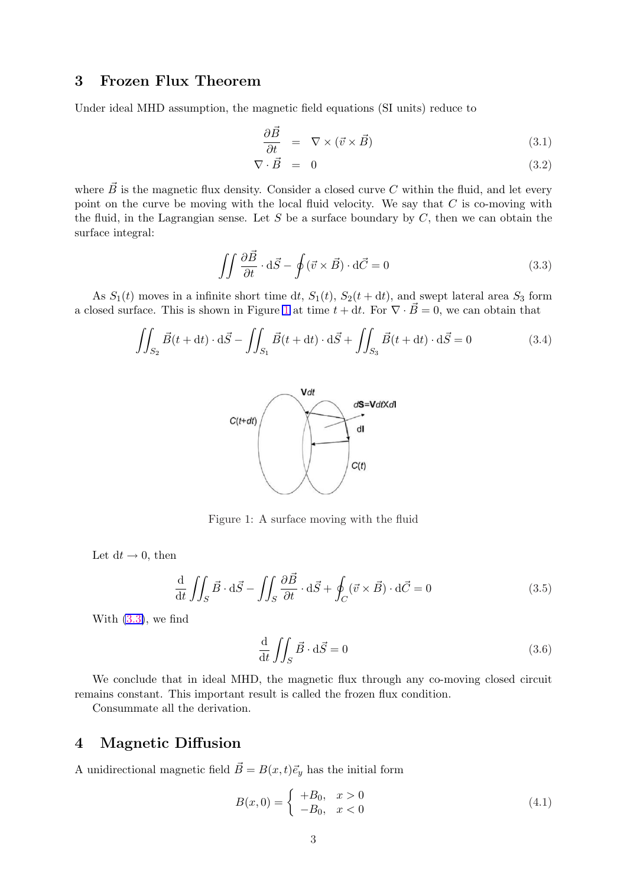## 3 Frozen Flux Theorem

Under ideal MHD assumption, the magnetic field equations (SI units) reduce to

$$\frac{\partial \vec{B}}{\partial t} = \nabla \times (\vec{v} \times \vec{B}) \tag{3.1}$$

$$\nabla \cdot \vec{B} = 0 \tag{3.2}$$

where $\vec{B}$ is the magnetic flux density. Consider a closed curve $C$ within the fluid, and let every point on the curve be moving with the local fluid velocity. We say that $C$ is co-moving with the fluid, in the Lagrangian sense. Let $S$ be a surface boundary by $C$, then we can obtain the surface integral:

$$\iint \frac{\partial \vec{B}}{\partial t} \cdot \mathrm{d}\vec{S} - \oint (\vec{v} \times \vec{B}) \cdot \mathrm{d}\vec{C} = 0 \tag{3.3}$$

As $S_1(t)$ moves in a infinite short time $\mathrm{d}t$, $S_1(t)$, $S_2(t + \mathrm{d}t)$, and swept lateral area $S_3$ form a closed surface. This is shown in Figure 1 at time $t + \mathrm{d}t$. For $\nabla \cdot \vec{B} = 0$, we can obtain that

$$\iint_{S_2} \vec{B}(t + \mathrm{d}t) \cdot \mathrm{d}\vec{S} - \iint_{S_1} \vec{B}(t + \mathrm{d}t) \cdot \mathrm{d}\vec{S} + \iint_{S_3} \vec{B}(t + \mathrm{d}t) \cdot \mathrm{d}\vec{S} = 0 \tag{3.4}$$

Figure 1: A surface moving with the fluid

Let $\mathrm{d}t \to 0$, then

$$\frac{\mathrm{d}}{\mathrm{d}t} \iint_S \vec{B} \cdot \mathrm{d}\vec{S} - \iint_S \frac{\partial \vec{B}}{\partial t} \cdot \mathrm{d}\vec{S} + \oint_C (\vec{v} \times \vec{B}) \cdot \mathrm{d}\vec{C} = 0 \tag{3.5}$$

With (3.3), we find

$$\frac{\mathrm{d}}{\mathrm{d}t} \iint_S \vec{B} \cdot \mathrm{d}\vec{S} = 0 \tag{3.6}$$

We conclude that in ideal MHD, the magnetic flux through any co-moving closed circuit remains constant. This important result is called the frozen flux condition.

Consummate all the derivation.

## 4 Magnetic Diffusion

A unidirectional magnetic field $\vec{B} = B(x,t)\vec{e}_y$ has the initial form

$$B(x, 0) = \begin{cases} +B_0, & x > 0 \\ -B_0, & x < 0 \end{cases} \tag{4.1}$$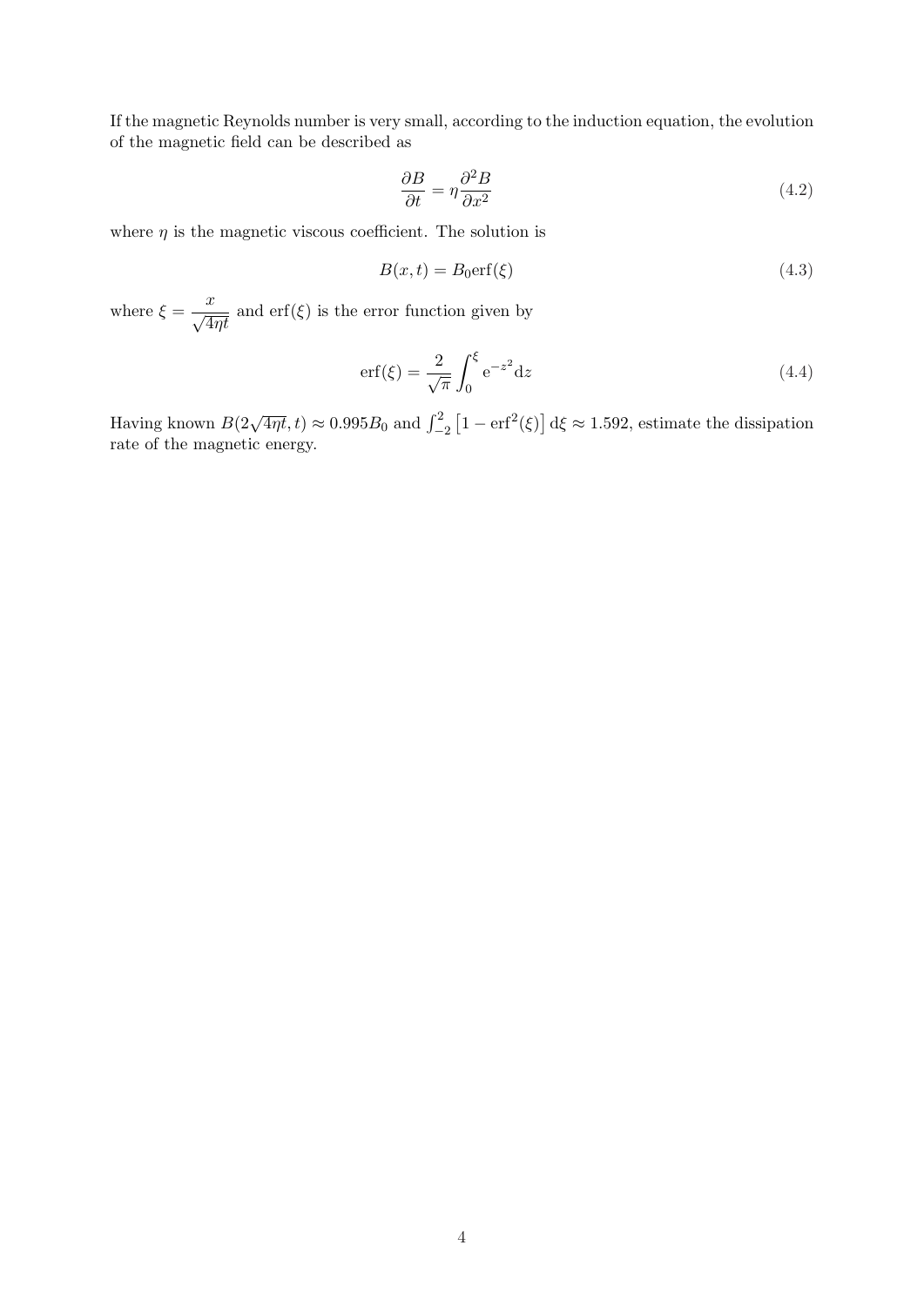If the magnetic Reynolds number is very small, according to the induction equation, the evolution of the magnetic field can be described as

$$\frac{\partial B}{\partial t} = \eta \frac{\partial^2 B}{\partial x^2} \tag{4.2}$$

where $\eta$ is the magnetic viscous coefficient. The solution is

$$B(x,t) = B_0 \mathrm{erf}(\xi) \tag{4.3}$$

where $\xi = \dfrac{x}{\sqrt{4\eta t}}$ and $\mathrm{erf}(\xi)$ is the error function given by

$$\mathrm{erf}(\xi) = \frac{2}{\sqrt{\pi}} \int_0^{\xi} \mathrm{e}^{-z^2} \mathrm{d}z \tag{4.4}$$

Having known $B(2\sqrt{4\eta t}, t) \approx 0.995 B_0$ and $\int_{-2}^{2} \left[1 - \mathrm{erf}^2(\xi)\right] \mathrm{d}\xi \approx 1.592$, estimate the dissipation rate of the magnetic energy.